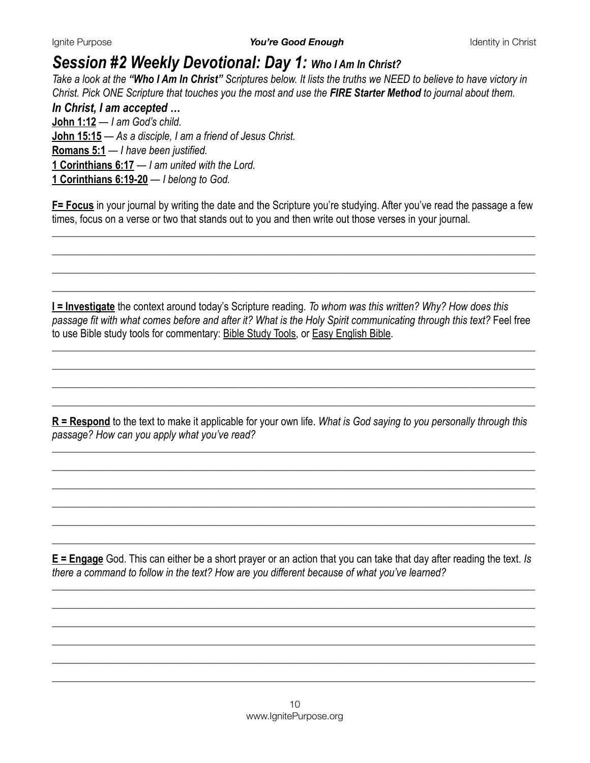# *Session #2 Weekly Devotional: Day 1: Who I Am In Christ?*

*Take a look at the **"Who I Am In Christ"** Scriptures below. It lists the truths we NEED to believe to have victory in Christ. Pick ONE Scripture that touches you the most and use the **FIRE Starter Method** to journal about them.*

### *In Christ, I am accepted …*

**John 1:12** — *I am God's child.*
**John 15:15** — *As a disciple, I am a friend of Jesus Christ.*
**Romans 5:1** — *I have been justified.*
**1 Corinthians 6:17** — *I am united with the Lord.*
**1 Corinthians 6:19-20** — *I belong to God.*

**F= Focus** in your journal by writing the date and the Scripture you're studying. After you've read the passage a few times, focus on a verse or two that stands out to you and then write out those verses in your journal.

\_\_\_\_\_\_\_\_\_\_\_\_\_\_\_\_\_\_\_\_\_\_\_\_\_\_\_\_\_\_\_\_\_\_\_\_\_\_\_\_\_\_\_\_\_\_\_\_\_\_\_\_\_\_\_\_\_\_\_\_\_\_\_\_\_\_\_\_\_\_\_\_\_\_\_\_

\_\_\_\_\_\_\_\_\_\_\_\_\_\_\_\_\_\_\_\_\_\_\_\_\_\_\_\_\_\_\_\_\_\_\_\_\_\_\_\_\_\_\_\_\_\_\_\_\_\_\_\_\_\_\_\_\_\_\_\_\_\_\_\_\_\_\_\_\_\_\_\_\_\_\_\_

\_\_\_\_\_\_\_\_\_\_\_\_\_\_\_\_\_\_\_\_\_\_\_\_\_\_\_\_\_\_\_\_\_\_\_\_\_\_\_\_\_\_\_\_\_\_\_\_\_\_\_\_\_\_\_\_\_\_\_\_\_\_\_\_\_\_\_\_\_\_\_\_\_\_\_\_

\_\_\_\_\_\_\_\_\_\_\_\_\_\_\_\_\_\_\_\_\_\_\_\_\_\_\_\_\_\_\_\_\_\_\_\_\_\_\_\_\_\_\_\_\_\_\_\_\_\_\_\_\_\_\_\_\_\_\_\_\_\_\_\_\_\_\_\_\_\_\_\_\_\_\_\_

**I = Investigate** the context around today's Scripture reading. *To whom was this written? Why? How does this passage fit with what comes before and after it? What is the Holy Spirit communicating through this text?* Feel free to use Bible study tools for commentary: Bible Study Tools, or Easy English Bible.

\_\_\_\_\_\_\_\_\_\_\_\_\_\_\_\_\_\_\_\_\_\_\_\_\_\_\_\_\_\_\_\_\_\_\_\_\_\_\_\_\_\_\_\_\_\_\_\_\_\_\_\_\_\_\_\_\_\_\_\_\_\_\_\_\_\_\_\_\_\_\_\_\_\_\_\_

\_\_\_\_\_\_\_\_\_\_\_\_\_\_\_\_\_\_\_\_\_\_\_\_\_\_\_\_\_\_\_\_\_\_\_\_\_\_\_\_\_\_\_\_\_\_\_\_\_\_\_\_\_\_\_\_\_\_\_\_\_\_\_\_\_\_\_\_\_\_\_\_\_\_\_\_

\_\_\_\_\_\_\_\_\_\_\_\_\_\_\_\_\_\_\_\_\_\_\_\_\_\_\_\_\_\_\_\_\_\_\_\_\_\_\_\_\_\_\_\_\_\_\_\_\_\_\_\_\_\_\_\_\_\_\_\_\_\_\_\_\_\_\_\_\_\_\_\_\_\_\_\_

\_\_\_\_\_\_\_\_\_\_\_\_\_\_\_\_\_\_\_\_\_\_\_\_\_\_\_\_\_\_\_\_\_\_\_\_\_\_\_\_\_\_\_\_\_\_\_\_\_\_\_\_\_\_\_\_\_\_\_\_\_\_\_\_\_\_\_\_\_\_\_\_\_\_\_\_

**R = Respond** to the text to make it applicable for your own life. *What is God saying to you personally through this passage? How can you apply what you've read?*

\_\_\_\_\_\_\_\_\_\_\_\_\_\_\_\_\_\_\_\_\_\_\_\_\_\_\_\_\_\_\_\_\_\_\_\_\_\_\_\_\_\_\_\_\_\_\_\_\_\_\_\_\_\_\_\_\_\_\_\_\_\_\_\_\_\_\_\_\_\_\_\_\_\_\_\_

\_\_\_\_\_\_\_\_\_\_\_\_\_\_\_\_\_\_\_\_\_\_\_\_\_\_\_\_\_\_\_\_\_\_\_\_\_\_\_\_\_\_\_\_\_\_\_\_\_\_\_\_\_\_\_\_\_\_\_\_\_\_\_\_\_\_\_\_\_\_\_\_\_\_\_\_

\_\_\_\_\_\_\_\_\_\_\_\_\_\_\_\_\_\_\_\_\_\_\_\_\_\_\_\_\_\_\_\_\_\_\_\_\_\_\_\_\_\_\_\_\_\_\_\_\_\_\_\_\_\_\_\_\_\_\_\_\_\_\_\_\_\_\_\_\_\_\_\_\_\_\_\_

\_\_\_\_\_\_\_\_\_\_\_\_\_\_\_\_\_\_\_\_\_\_\_\_\_\_\_\_\_\_\_\_\_\_\_\_\_\_\_\_\_\_\_\_\_\_\_\_\_\_\_\_\_\_\_\_\_\_\_\_\_\_\_\_\_\_\_\_\_\_\_\_\_\_\_\_

\_\_\_\_\_\_\_\_\_\_\_\_\_\_\_\_\_\_\_\_\_\_\_\_\_\_\_\_\_\_\_\_\_\_\_\_\_\_\_\_\_\_\_\_\_\_\_\_\_\_\_\_\_\_\_\_\_\_\_\_\_\_\_\_\_\_\_\_\_\_\_\_\_\_\_\_

\_\_\_\_\_\_\_\_\_\_\_\_\_\_\_\_\_\_\_\_\_\_\_\_\_\_\_\_\_\_\_\_\_\_\_\_\_\_\_\_\_\_\_\_\_\_\_\_\_\_\_\_\_\_\_\_\_\_\_\_\_\_\_\_\_\_\_\_\_\_\_\_\_\_\_\_

**E = Engage** God. This can either be a short prayer or an action that you can take that day after reading the text. *Is there a command to follow in the text? How are you different because of what you've learned?*

\_\_\_\_\_\_\_\_\_\_\_\_\_\_\_\_\_\_\_\_\_\_\_\_\_\_\_\_\_\_\_\_\_\_\_\_\_\_\_\_\_\_\_\_\_\_\_\_\_\_\_\_\_\_\_\_\_\_\_\_\_\_\_\_\_\_\_\_\_\_\_\_\_\_\_\_

\_\_\_\_\_\_\_\_\_\_\_\_\_\_\_\_\_\_\_\_\_\_\_\_\_\_\_\_\_\_\_\_\_\_\_\_\_\_\_\_\_\_\_\_\_\_\_\_\_\_\_\_\_\_\_\_\_\_\_\_\_\_\_\_\_\_\_\_\_\_\_\_\_\_\_\_

\_\_\_\_\_\_\_\_\_\_\_\_\_\_\_\_\_\_\_\_\_\_\_\_\_\_\_\_\_\_\_\_\_\_\_\_\_\_\_\_\_\_\_\_\_\_\_\_\_\_\_\_\_\_\_\_\_\_\_\_\_\_\_\_\_\_\_\_\_\_\_\_\_\_\_\_

\_\_\_\_\_\_\_\_\_\_\_\_\_\_\_\_\_\_\_\_\_\_\_\_\_\_\_\_\_\_\_\_\_\_\_\_\_\_\_\_\_\_\_\_\_\_\_\_\_\_\_\_\_\_\_\_\_\_\_\_\_\_\_\_\_\_\_\_\_\_\_\_\_\_\_\_

\_\_\_\_\_\_\_\_\_\_\_\_\_\_\_\_\_\_\_\_\_\_\_\_\_\_\_\_\_\_\_\_\_\_\_\_\_\_\_\_\_\_\_\_\_\_\_\_\_\_\_\_\_\_\_\_\_\_\_\_\_\_\_\_\_\_\_\_\_\_\_\_\_\_\_\_

\_\_\_\_\_\_\_\_\_\_\_\_\_\_\_\_\_\_\_\_\_\_\_\_\_\_\_\_\_\_\_\_\_\_\_\_\_\_\_\_\_\_\_\_\_\_\_\_\_\_\_\_\_\_\_\_\_\_\_\_\_\_\_\_\_\_\_\_\_\_\_\_\_\_\_\_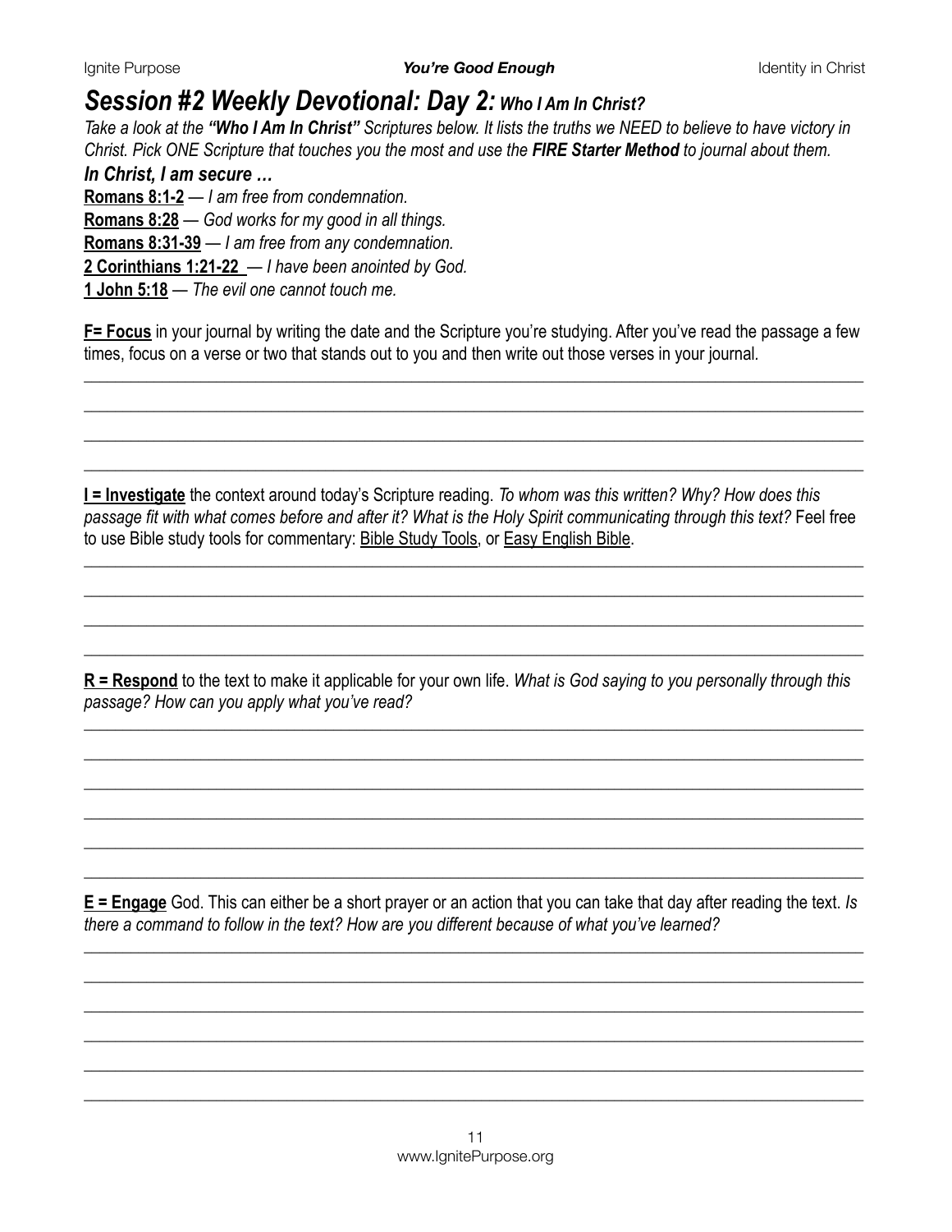# *Session #2 Weekly Devotional: Day 2: Who I Am In Christ?*

*Take a look at the **"Who I Am In Christ"** Scriptures below. It lists the truths we NEED to believe to have victory in Christ. Pick ONE Scripture that touches you the most and use the **FIRE Starter Method** to journal about them.*

### *In Christ, I am secure …*

**Romans 8:1-2** — *I am free from condemnation.*
**Romans 8:28** — *God works for my good in all things.*
**Romans 8:31-39** — *I am free from any condemnation.*
**2 Corinthians 1:21-22** — *I have been anointed by God.*
**1 John 5:18** — *The evil one cannot touch me.*

**F= Focus** in your journal by writing the date and the Scripture you're studying. After you've read the passage a few times, focus on a verse or two that stands out to you and then write out those verses in your journal.

______________________________________________________________________________

______________________________________________________________________________

______________________________________________________________________________

______________________________________________________________________________

**I = Investigate** the context around today's Scripture reading. *To whom was this written? Why? How does this passage fit with what comes before and after it? What is the Holy Spirit communicating through this text?* Feel free to use Bible study tools for commentary: Bible Study Tools, or Easy English Bible.

______________________________________________________________________________

______________________________________________________________________________

______________________________________________________________________________

______________________________________________________________________________

**R = Respond** to the text to make it applicable for your own life. *What is God saying to you personally through this passage? How can you apply what you've read?*

______________________________________________________________________________

______________________________________________________________________________

______________________________________________________________________________

______________________________________________________________________________

______________________________________________________________________________

______________________________________________________________________________

**E = Engage** God. This can either be a short prayer or an action that you can take that day after reading the text. *Is there a command to follow in the text? How are you different because of what you've learned?*

______________________________________________________________________________

______________________________________________________________________________

______________________________________________________________________________

______________________________________________________________________________

______________________________________________________________________________

______________________________________________________________________________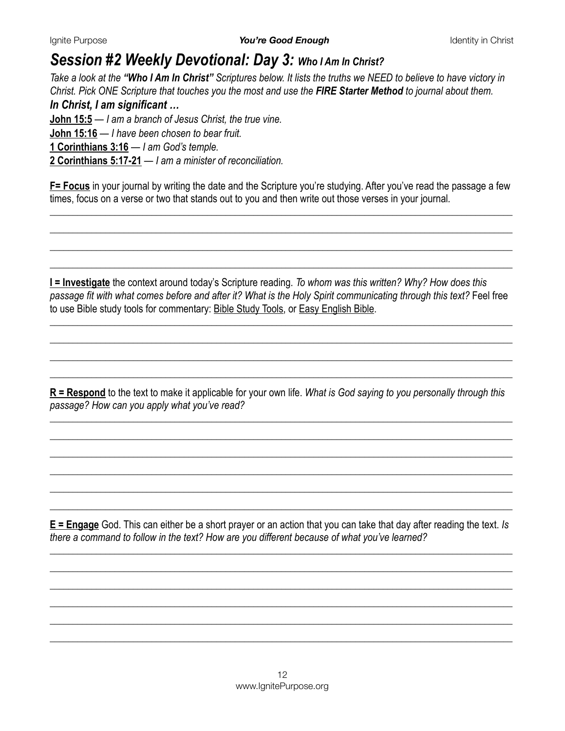# *Session #2 Weekly Devotional: Day 3: Who I Am In Christ?*

*Take a look at the* ***"Who I Am In Christ"*** *Scriptures below. It lists the truths we NEED to believe to have victory in Christ. Pick ONE Scripture that touches you the most and use the* ***FIRE Starter Method*** *to journal about them.*

### *In Christ, I am significant …*

**John 15:5** — *I am a branch of Jesus Christ, the true vine.*

**John 15:16** — *I have been chosen to bear fruit.*

**1 Corinthians 3:16** — *I am God's temple.*

**2 Corinthians 5:17-21** — *I am a minister of reconciliation.*

**F= Focus** in your journal by writing the date and the Scripture you're studying. After you've read the passage a few times, focus on a verse or two that stands out to you and then write out those verses in your journal.

___________________________________________

___________________________________________

___________________________________________

___________________________________________

**I = Investigate** the context around today's Scripture reading. *To whom was this written? Why? How does this passage fit with what comes before and after it? What is the Holy Spirit communicating through this text?* Feel free to use Bible study tools for commentary: Bible Study Tools, or Easy English Bible.

___________________________________________

___________________________________________

___________________________________________

___________________________________________

**R = Respond** to the text to make it applicable for your own life. *What is God saying to you personally through this passage? How can you apply what you've read?*

___________________________________________

___________________________________________

___________________________________________

___________________________________________

___________________________________________

___________________________________________

**E = Engage** God. This can either be a short prayer or an action that you can take that day after reading the text. *Is there a command to follow in the text? How are you different because of what you've learned?*

___________________________________________

___________________________________________

___________________________________________

___________________________________________

___________________________________________

___________________________________________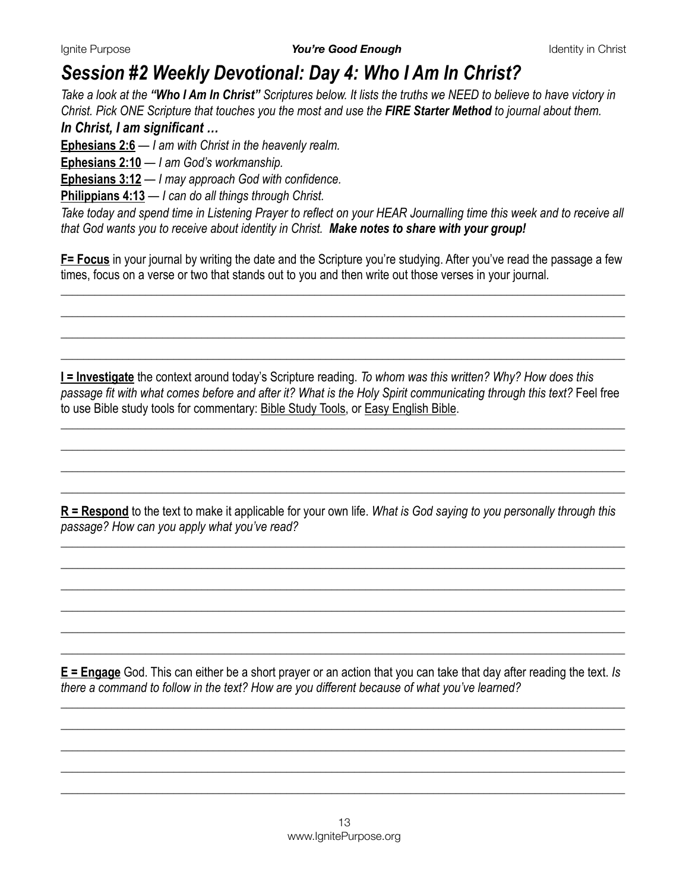# Session #2 Weekly Devotional: Day 4: Who I Am In Christ?

*Take a look at the **"Who I Am In Christ"** Scriptures below. It lists the truths we NEED to believe to have victory in Christ. Pick ONE Scripture that touches you the most and use the **FIRE Starter Method** to journal about them.*

***In Christ, I am significant …***

**Ephesians 2:6** — *I am with Christ in the heavenly realm.*

**Ephesians 2:10** — *I am God's workmanship.*

**Ephesians 3:12** — *I may approach God with confidence.*

**Philippians 4:13** — *I can do all things through Christ.*

*Take today and spend time in Listening Prayer to reflect on your HEAR Journalling time this week and to receive all that God wants you to receive about identity in Christ.* ***Make notes to share with your group!***

**F= Focus** in your journal by writing the date and the Scripture you're studying. After you've read the passage a few times, focus on a verse or two that stands out to you and then write out those verses in your journal.

______________________________________________________________________________

______________________________________________________________________________

______________________________________________________________________________

______________________________________________________________________________

**I = Investigate** the context around today's Scripture reading. *To whom was this written? Why? How does this passage fit with what comes before and after it? What is the Holy Spirit communicating through this text?* Feel free to use Bible study tools for commentary: Bible Study Tools, or Easy English Bible.

______________________________________________________________________________

______________________________________________________________________________

______________________________________________________________________________

______________________________________________________________________________

**R = Respond** to the text to make it applicable for your own life. *What is God saying to you personally through this passage? How can you apply what you've read?*

______________________________________________________________________________

______________________________________________________________________________

______________________________________________________________________________

______________________________________________________________________________

______________________________________________________________________________

______________________________________________________________________________

**E = Engage** God. This can either be a short prayer or an action that you can take that day after reading the text. *Is there a command to follow in the text? How are you different because of what you've learned?*

______________________________________________________________________________

______________________________________________________________________________

______________________________________________________________________________

______________________________________________________________________________

______________________________________________________________________________